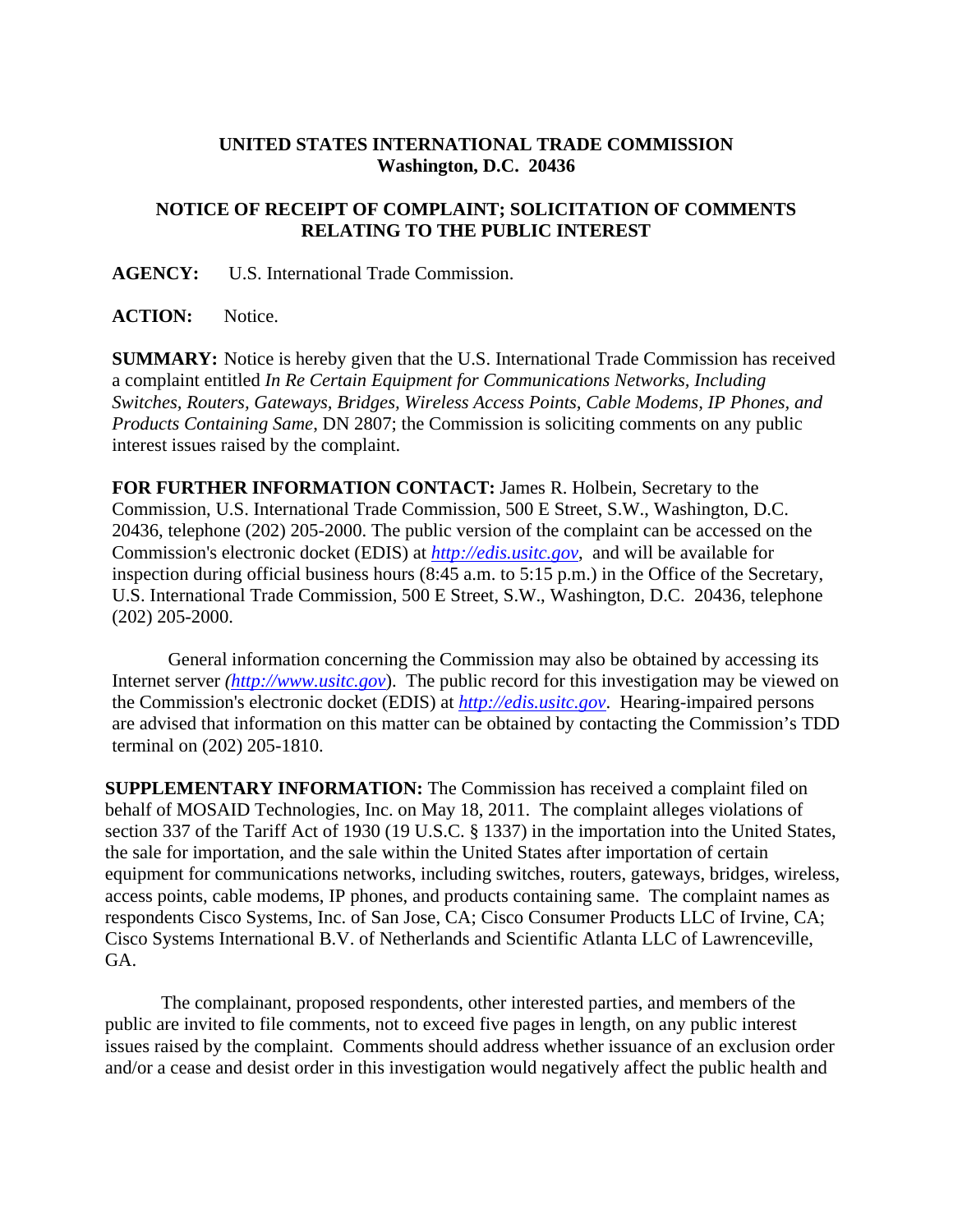**UNITED STATES INTERNATIONAL TRADE COMMISSION**
**Washington, D.C. 20436**

**NOTICE OF RECEIPT OF COMPLAINT; SOLICITATION OF COMMENTS RELATING TO THE PUBLIC INTEREST**

**AGENCY:** U.S. International Trade Commission.

**ACTION:** Notice.

**SUMMARY:** Notice is hereby given that the U.S. International Trade Commission has received a complaint entitled *In Re Certain Equipment for Communications Networks, Including Switches, Routers, Gateways, Bridges, Wireless Access Points, Cable Modems, IP Phones, and Products Containing Same*, DN 2807; the Commission is soliciting comments on any public interest issues raised by the complaint.

**FOR FURTHER INFORMATION CONTACT:** James R. Holbein, Secretary to the Commission, U.S. International Trade Commission, 500 E Street, S.W., Washington, D.C. 20436, telephone (202) 205-2000. The public version of the complaint can be accessed on the Commission's electronic docket (EDIS) at *http://edis.usitc.gov*, and will be available for inspection during official business hours (8:45 a.m. to 5:15 p.m.) in the Office of the Secretary, U.S. International Trade Commission, 500 E Street, S.W., Washington, D.C. 20436, telephone (202) 205-2000.

General information concerning the Commission may also be obtained by accessing its Internet server *(http://www.usitc.gov)*. The public record for this investigation may be viewed on the Commission's electronic docket (EDIS) at *http://edis.usitc.gov*. Hearing-impaired persons are advised that information on this matter can be obtained by contacting the Commission's TDD terminal on (202) 205-1810.

**SUPPLEMENTARY INFORMATION:** The Commission has received a complaint filed on behalf of MOSAID Technologies, Inc. on May 18, 2011. The complaint alleges violations of section 337 of the Tariff Act of 1930 (19 U.S.C. § 1337) in the importation into the United States, the sale for importation, and the sale within the United States after importation of certain equipment for communications networks, including switches, routers, gateways, bridges, wireless, access points, cable modems, IP phones, and products containing same. The complaint names as respondents Cisco Systems, Inc. of San Jose, CA; Cisco Consumer Products LLC of Irvine, CA; Cisco Systems International B.V. of Netherlands and Scientific Atlanta LLC of Lawrenceville, GA.

The complainant, proposed respondents, other interested parties, and members of the public are invited to file comments, not to exceed five pages in length, on any public interest issues raised by the complaint. Comments should address whether issuance of an exclusion order and/or a cease and desist order in this investigation would negatively affect the public health and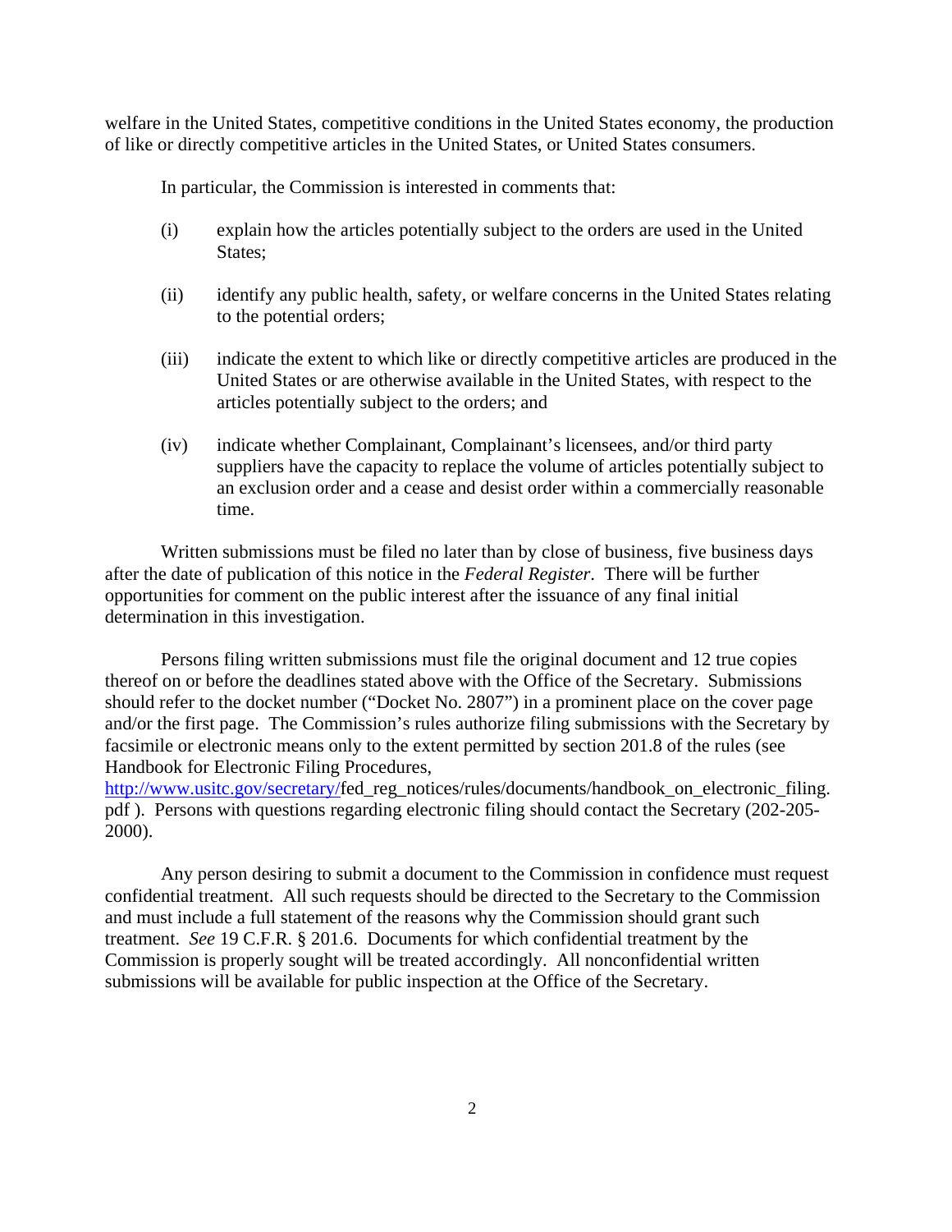welfare in the United States, competitive conditions in the United States economy, the production of like or directly competitive articles in the United States, or United States consumers.

In particular, the Commission is interested in comments that:

(i) explain how the articles potentially subject to the orders are used in the United States;

(ii) identify any public health, safety, or welfare concerns in the United States relating to the potential orders;

(iii) indicate the extent to which like or directly competitive articles are produced in the United States or are otherwise available in the United States, with respect to the articles potentially subject to the orders; and

(iv) indicate whether Complainant, Complainant's licensees, and/or third party suppliers have the capacity to replace the volume of articles potentially subject to an exclusion order and a cease and desist order within a commercially reasonable time.

Written submissions must be filed no later than by close of business, five business days after the date of publication of this notice in the *Federal Register*. There will be further opportunities for comment on the public interest after the issuance of any final initial determination in this investigation.

Persons filing written submissions must file the original document and 12 true copies thereof on or before the deadlines stated above with the Office of the Secretary. Submissions should refer to the docket number ("Docket No. 2807") in a prominent place on the cover page and/or the first page. The Commission's rules authorize filing submissions with the Secretary by facsimile or electronic means only to the extent permitted by section 201.8 of the rules (see Handbook for Electronic Filing Procedures, http://www.usitc.gov/secretary/fed_reg_notices/rules/documents/handbook_on_electronic_filing.pdf ). Persons with questions regarding electronic filing should contact the Secretary (202-205-2000).

Any person desiring to submit a document to the Commission in confidence must request confidential treatment. All such requests should be directed to the Secretary to the Commission and must include a full statement of the reasons why the Commission should grant such treatment. *See* 19 C.F.R. § 201.6. Documents for which confidential treatment by the Commission is properly sought will be treated accordingly. All nonconfidential written submissions will be available for public inspection at the Office of the Secretary.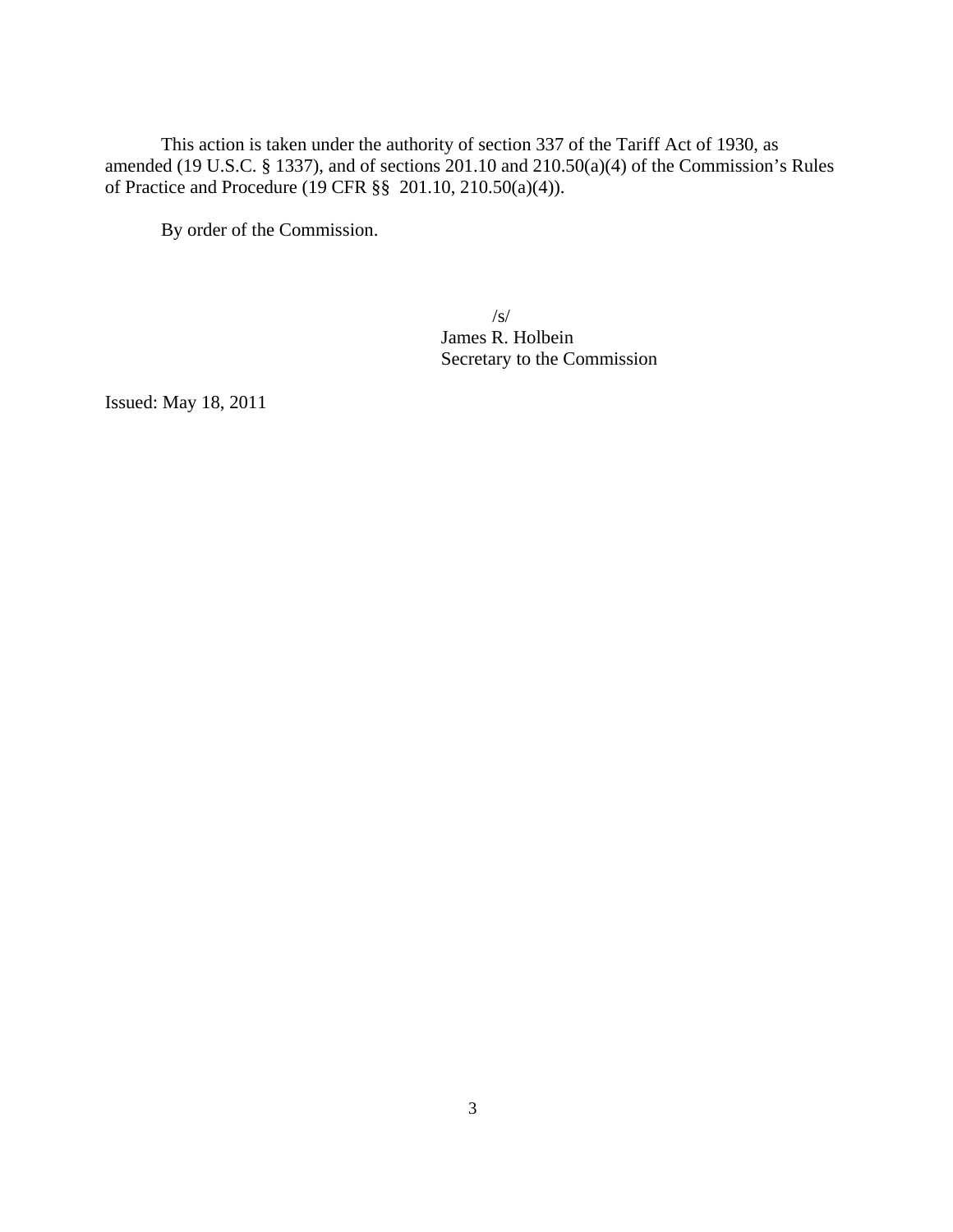This action is taken under the authority of section 337 of the Tariff Act of 1930, as amended (19 U.S.C. § 1337), and of sections 201.10 and 210.50(a)(4) of the Commission's Rules of Practice and Procedure (19 CFR §§ 201.10, 210.50(a)(4)).

By order of the Commission.

/s/
James R. Holbein
Secretary to the Commission

Issued: May 18, 2011